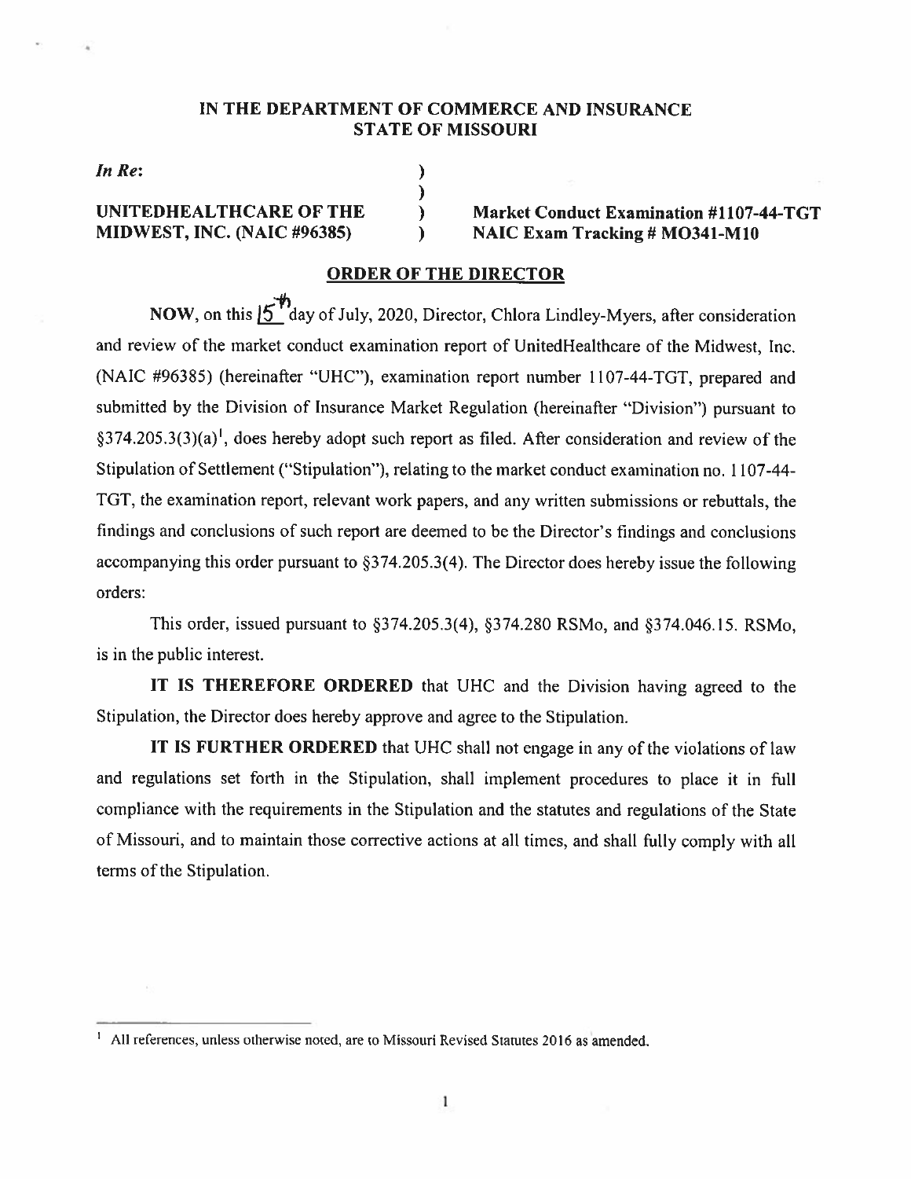# IN THE DEPARTMENT OF COMMERCE AND INSURANCE
# STATE OF MISSOURI

*In Re*:

**UNITEDHEALTHCARE OF THE MIDWEST, INC. (NAIC #96385)**

**Market Conduct Examination #1107-44-TGT**
**NAIC Exam Tracking # MO341-M10**

## ORDER OF THE DIRECTOR

**NOW**, on this 15th day of July, 2020, Director, Chlora Lindley-Myers, after consideration and review of the market conduct examination report of UnitedHealthcare of the Midwest, Inc. (NAIC #96385) (hereinafter "UHC"), examination report number 1107-44-TGT, prepared and submitted by the Division of Insurance Market Regulation (hereinafter "Division") pursuant to §374.205.3(3)(a)[1], does hereby adopt such report as filed. After consideration and review of the Stipulation of Settlement ("Stipulation"), relating to the market conduct examination no. 1107-44-TGT, the examination report, relevant work papers, and any written submissions or rebuttals, the findings and conclusions of such report are deemed to be the Director's findings and conclusions accompanying this order pursuant to §374.205.3(4). The Director does hereby issue the following orders:

This order, issued pursuant to §374.205.3(4), §374.280 RSMo, and §374.046.15. RSMo, is in the public interest.

**IT IS THEREFORE ORDERED** that UHC and the Division having agreed to the Stipulation, the Director does hereby approve and agree to the Stipulation.

**IT IS FURTHER ORDERED** that UHC shall not engage in any of the violations of law and regulations set forth in the Stipulation, shall implement procedures to place it in full compliance with the requirements in the Stipulation and the statutes and regulations of the State of Missouri, and to maintain those corrective actions at all times, and shall fully comply with all terms of the Stipulation.

---

[1] All references, unless otherwise noted, are to Missouri Revised Statutes 2016 as amended.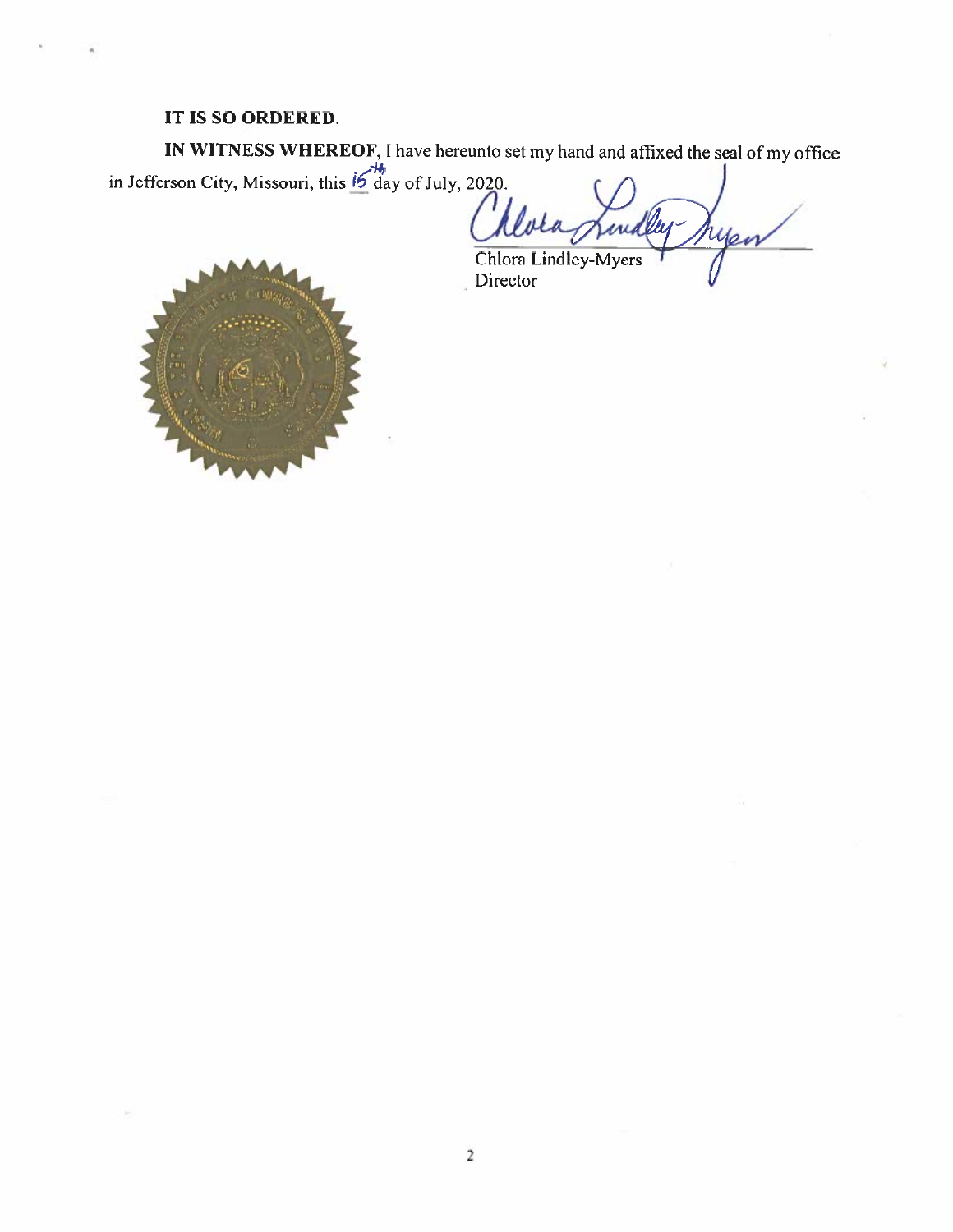**IT IS SO ORDERED.**

**IN WITNESS WHEREOF,** I have hereunto set my hand and affixed the seal of my office in Jefferson City, Missouri, this 15th day of July, 2020.

Chlora Lindley-Myers
Director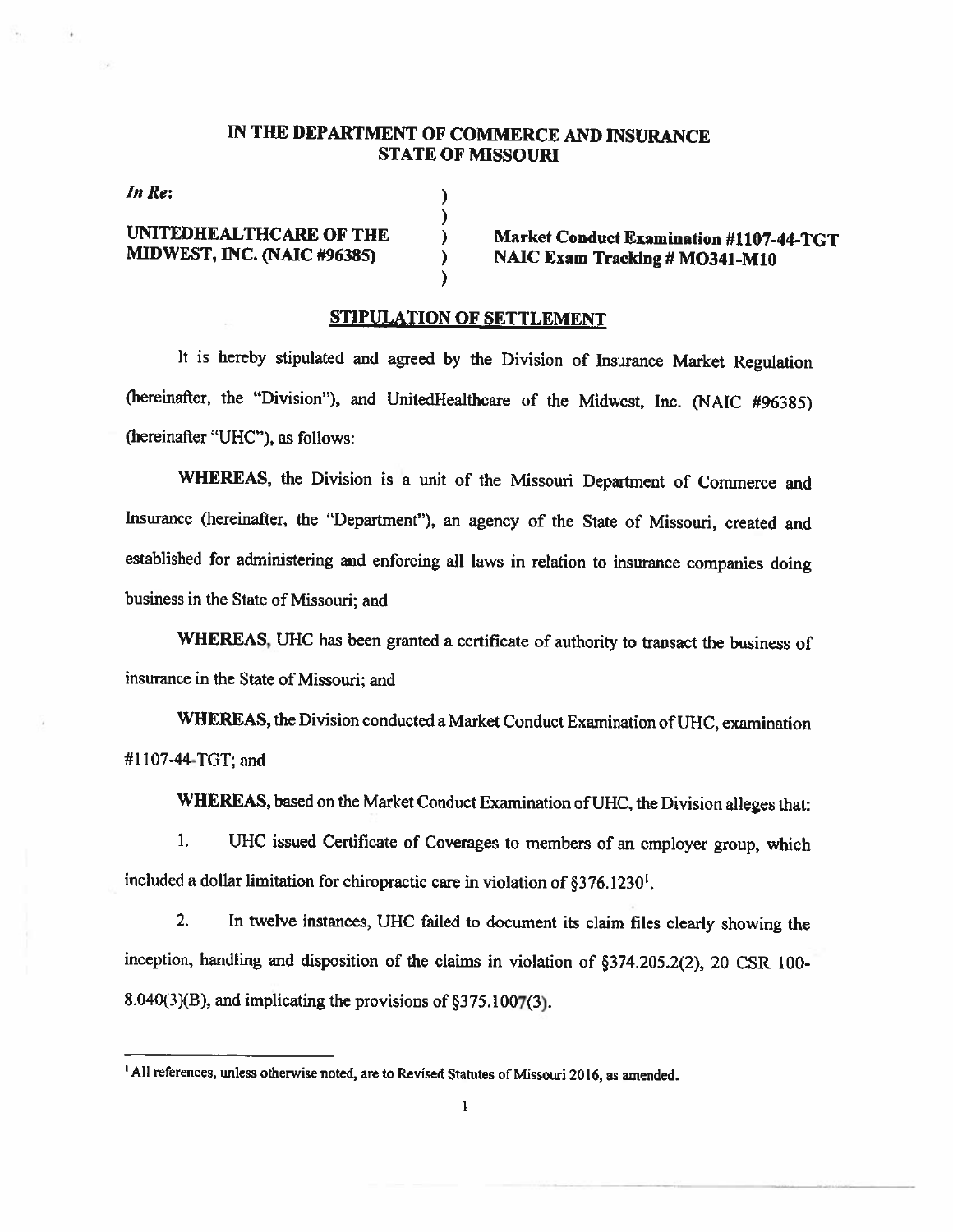# IN THE DEPARTMENT OF COMMERCE AND INSURANCE STATE OF MISSOURI

*In Re:*

**UNITEDHEALTHCARE OF THE MIDWEST, INC. (NAIC #96385)**

**Market Conduct Examination #1107-44-TGT**
**NAIC Exam Tracking # MO341-M10**

## STIPULATION OF SETTLEMENT

It is hereby stipulated and agreed by the Division of Insurance Market Regulation (hereinafter, the "Division"), and UnitedHealthcare of the Midwest, Inc. (NAIC #96385) (hereinafter "UHC"), as follows:

**WHEREAS**, the Division is a unit of the Missouri Department of Commerce and Insurance (hereinafter, the "Department"), an agency of the State of Missouri, created and established for administering and enforcing all laws in relation to insurance companies doing business in the State of Missouri; and

**WHEREAS**, UHC has been granted a certificate of authority to transact the business of insurance in the State of Missouri; and

**WHEREAS**, the Division conducted a Market Conduct Examination of UHC, examination #1107-44-TGT; and

**WHEREAS**, based on the Market Conduct Examination of UHC, the Division alleges that:

1. UHC issued Certificate of Coverages to members of an employer group, which included a dollar limitation for chiropractic care in violation of §376.1230[1].

2. In twelve instances, UHC failed to document its claim files clearly showing the inception, handling and disposition of the claims in violation of §374.205.2(2), 20 CSR 100-8.040(3)(B), and implicating the provisions of §375.1007(3).

---

[1] All references, unless otherwise noted, are to Revised Statutes of Missouri 2016, as amended.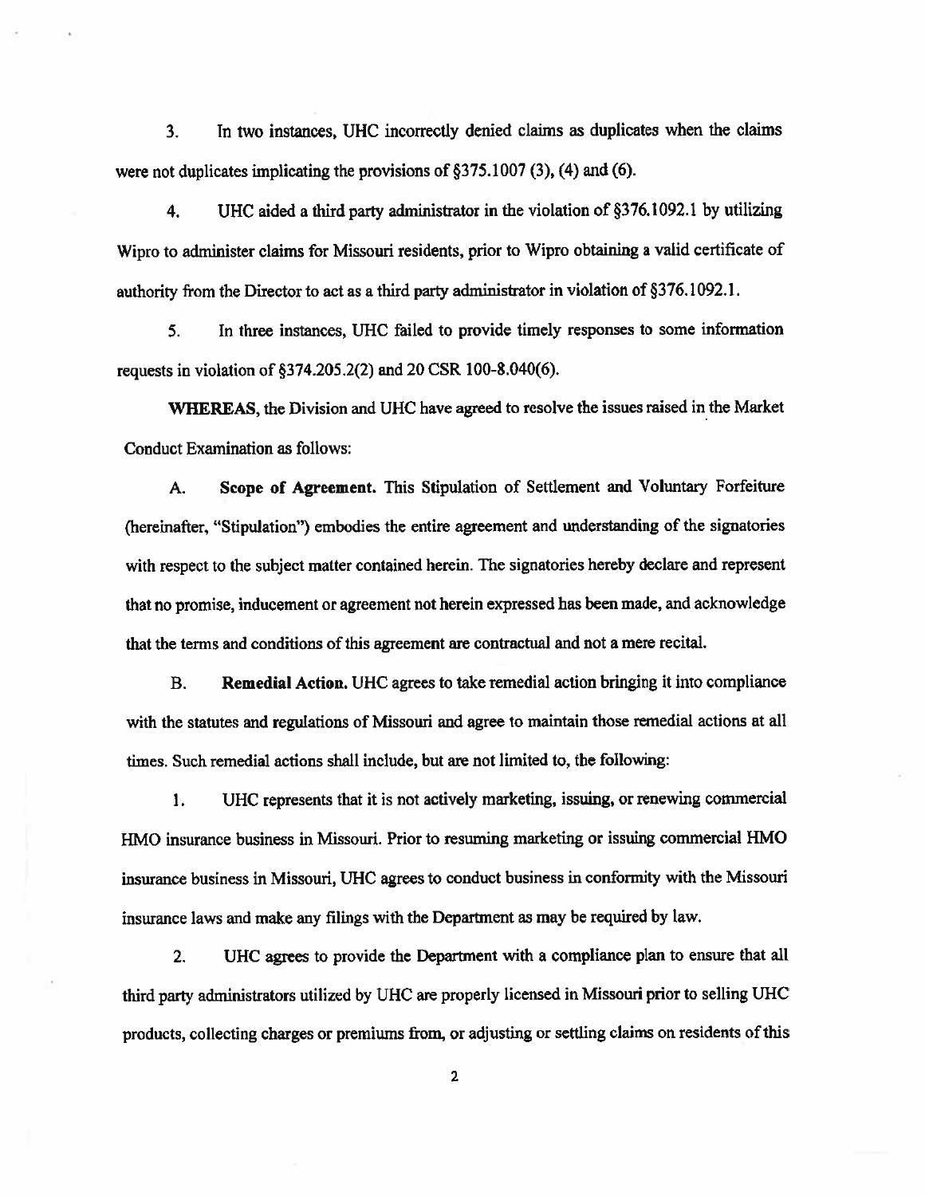3. In two instances, UHC incorrectly denied claims as duplicates when the claims were not duplicates implicating the provisions of §375.1007 (3), (4) and (6).

4. UHC aided a third party administrator in the violation of §376.1092.1 by utilizing Wipro to administer claims for Missouri residents, prior to Wipro obtaining a valid certificate of authority from the Director to act as a third party administrator in violation of §376.1092.1.

5. In three instances, UHC failed to provide timely responses to some information requests in violation of §374.205.2(2) and 20 CSR 100-8.040(6).

**WHEREAS**, the Division and UHC have agreed to resolve the issues raised in the Market Conduct Examination as follows:

A. **Scope of Agreement.** This Stipulation of Settlement and Voluntary Forfeiture (hereinafter, "Stipulation") embodies the entire agreement and understanding of the signatories with respect to the subject matter contained herein. The signatories hereby declare and represent that no promise, inducement or agreement not herein expressed has been made, and acknowledge that the terms and conditions of this agreement are contractual and not a mere recital.

B. **Remedial Action.** UHC agrees to take remedial action bringing it into compliance with the statutes and regulations of Missouri and agree to maintain those remedial actions at all times. Such remedial actions shall include, but are not limited to, the following:

1. UHC represents that it is not actively marketing, issuing, or renewing commercial HMO insurance business in Missouri. Prior to resuming marketing or issuing commercial HMO insurance business in Missouri, UHC agrees to conduct business in conformity with the Missouri insurance laws and make any filings with the Department as may be required by law.

2. UHC agrees to provide the Department with a compliance plan to ensure that all third party administrators utilized by UHC are properly licensed in Missouri prior to selling UHC products, collecting charges or premiums from, or adjusting or settling claims on residents of this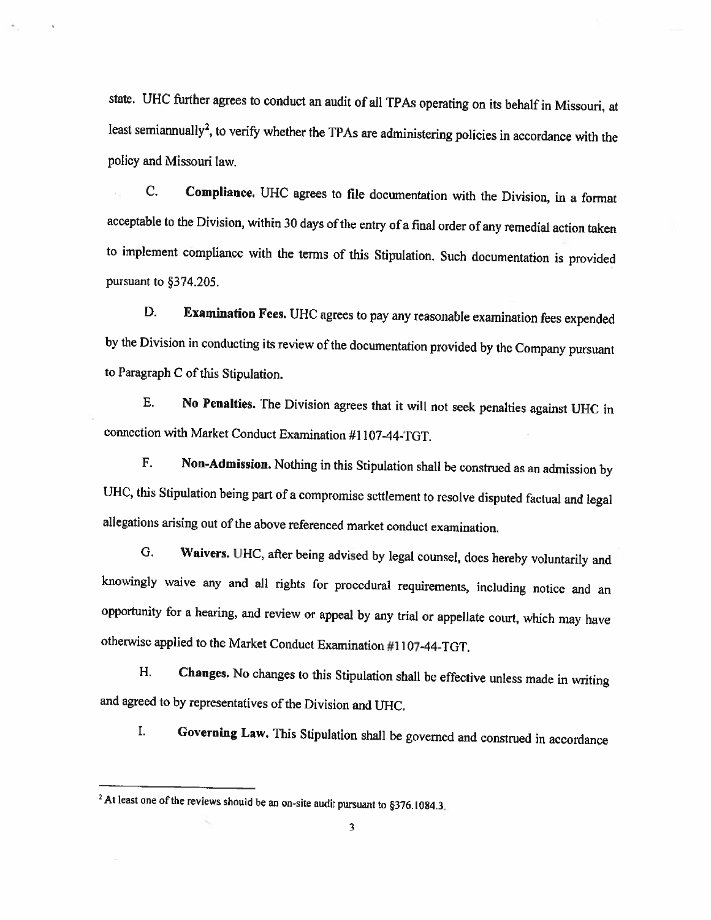state. UHC further agrees to conduct an audit of all TPAs operating on its behalf in Missouri, at least semiannually[2], to verify whether the TPAs are administering policies in accordance with the policy and Missouri law.

C. **Compliance.** UHC agrees to file documentation with the Division, in a format acceptable to the Division, within 30 days of the entry of a final order of any remedial action taken to implement compliance with the terms of this Stipulation. Such documentation is provided pursuant to §374.205.

D. **Examination Fees.** UHC agrees to pay any reasonable examination fees expended by the Division in conducting its review of the documentation provided by the Company pursuant to Paragraph C of this Stipulation.

E. **No Penalties.** The Division agrees that it will not seek penalties against UHC in connection with Market Conduct Examination #1107-44-TGT.

F. **Non-Admission.** Nothing in this Stipulation shall be construed as an admission by UHC, this Stipulation being part of a compromise settlement to resolve disputed factual and legal allegations arising out of the above referenced market conduct examination.

G. **Waivers.** UHC, after being advised by legal counsel, does hereby voluntarily and knowingly waive any and all rights for procedural requirements, including notice and an opportunity for a hearing, and review or appeal by any trial or appellate court, which may have otherwise applied to the Market Conduct Examination #1107-44-TGT.

H. **Changes.** No changes to this Stipulation shall be effective unless made in writing and agreed to by representatives of the Division and UHC.

I. **Governing Law.** This Stipulation shall be governed and construed in accordance

---

[2] At least one of the reviews should be an on-site audit pursuant to §376.1084.3.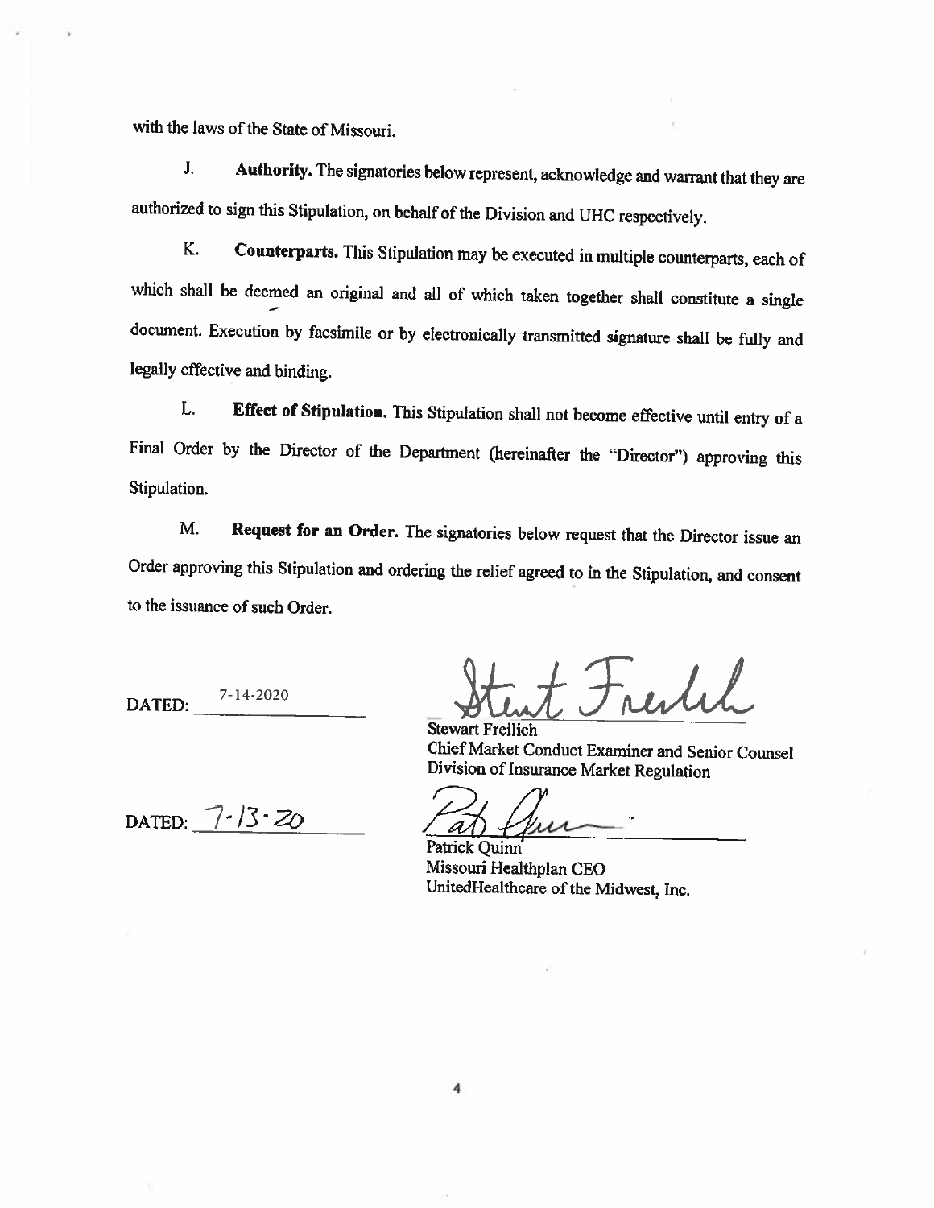with the laws of the State of Missouri.

J. **Authority.** The signatories below represent, acknowledge and warrant that they are authorized to sign this Stipulation, on behalf of the Division and UHC respectively.

K. **Counterparts.** This Stipulation may be executed in multiple counterparts, each of which shall be deemed an original and all of which taken together shall constitute a single document. Execution by facsimile or by electronically transmitted signature shall be fully and legally effective and binding.

L. **Effect of Stipulation.** This Stipulation shall not become effective until entry of a Final Order by the Director of the Department (hereinafter the "Director") approving this Stipulation.

M. **Request for an Order.** The signatories below request that the Director issue an Order approving this Stipulation and ordering the relief agreed to in the Stipulation, and consent to the issuance of such Order.

DATED: 7-14-2020

Stewart Freilich
Chief Market Conduct Examiner and Senior Counsel
Division of Insurance Market Regulation

DATED: 7-13-20

Patrick Quinn
Missouri Healthplan CEO
UnitedHealthcare of the Midwest, Inc.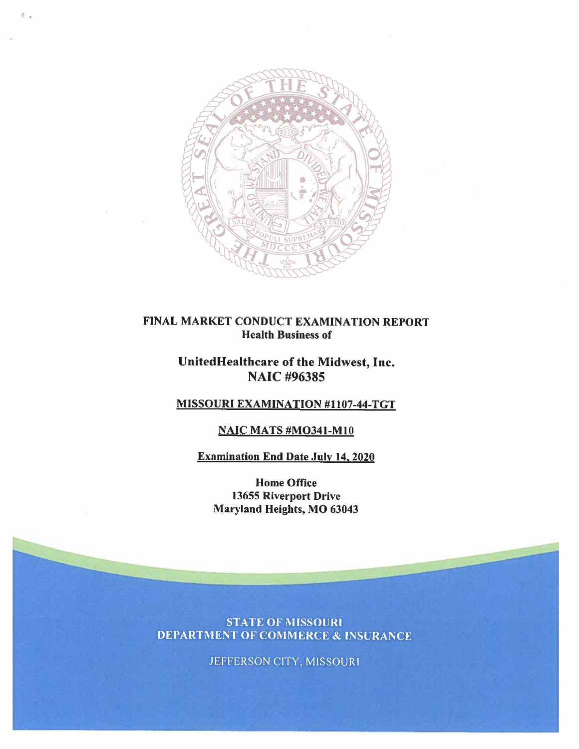**FINAL MARKET CONDUCT EXAMINATION REPORT**
**Health Business of**

## UnitedHealthcare of the Midwest, Inc.
## NAIC #96385

**MISSOURI EXAMINATION #1107-44-TGT**

**NAIC MATS #MO341-M10**

**Examination End Date July 14, 2020**

**Home Office**
**13655 Riverport Drive**
**Maryland Heights, MO 63043**

STATE OF MISSOURI
DEPARTMENT OF COMMERCE & INSURANCE

JEFFERSON CITY, MISSOURI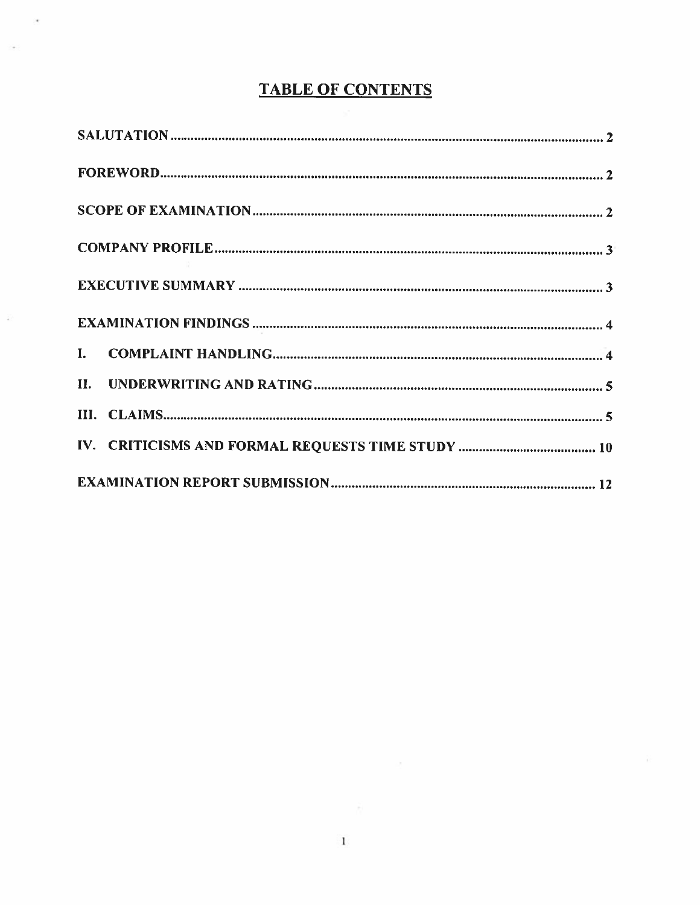# TABLE OF CONTENTS

SALUTATION ..................................................... 2

FOREWORD ..................................................... 2

SCOPE OF EXAMINATION ..................................................... 2

COMPANY PROFILE ..................................................... 3

EXECUTIVE SUMMARY ..................................................... 3

EXAMINATION FINDINGS ..................................................... 4

I. COMPLAINT HANDLING ..................................................... 4

II. UNDERWRITING AND RATING ..................................................... 5

III. CLAIMS ..................................................... 5

IV. CRITICISMS AND FORMAL REQUESTS TIME STUDY ..................................................... 10

EXAMINATION REPORT SUBMISSION ..................................................... 12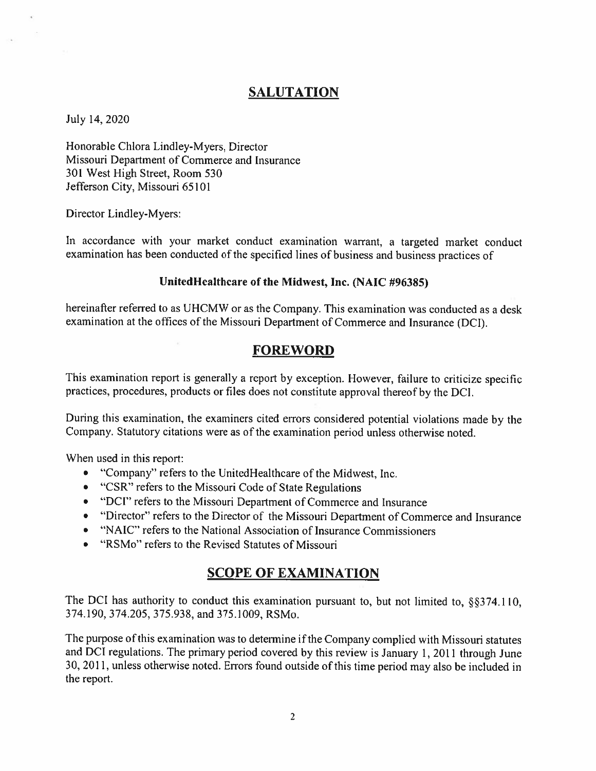## SALUTATION

July 14, 2020

Honorable Chlora Lindley-Myers, Director
Missouri Department of Commerce and Insurance
301 West High Street, Room 530
Jefferson City, Missouri 65101

Director Lindley-Myers:

In accordance with your market conduct examination warrant, a targeted market conduct examination has been conducted of the specified lines of business and business practices of

**UnitedHealthcare of the Midwest, Inc. (NAIC #96385)**

hereinafter referred to as UHCMW or as the Company. This examination was conducted as a desk examination at the offices of the Missouri Department of Commerce and Insurance (DCI).

## FOREWORD

This examination report is generally a report by exception. However, failure to criticize specific practices, procedures, products or files does not constitute approval thereof by the DCI.

During this examination, the examiners cited errors considered potential violations made by the Company. Statutory citations were as of the examination period unless otherwise noted.

When used in this report:

- "Company" refers to the UnitedHealthcare of the Midwest, Inc.
- "CSR" refers to the Missouri Code of State Regulations
- "DCI" refers to the Missouri Department of Commerce and Insurance
- "Director" refers to the Director of the Missouri Department of Commerce and Insurance
- "NAIC" refers to the National Association of Insurance Commissioners
- "RSMo" refers to the Revised Statutes of Missouri

## SCOPE OF EXAMINATION

The DCI has authority to conduct this examination pursuant to, but not limited to, §§374.110, 374.190, 374.205, 375.938, and 375.1009, RSMo.

The purpose of this examination was to determine if the Company complied with Missouri statutes and DCI regulations. The primary period covered by this review is January 1, 2011 through June 30, 2011, unless otherwise noted. Errors found outside of this time period may also be included in the report.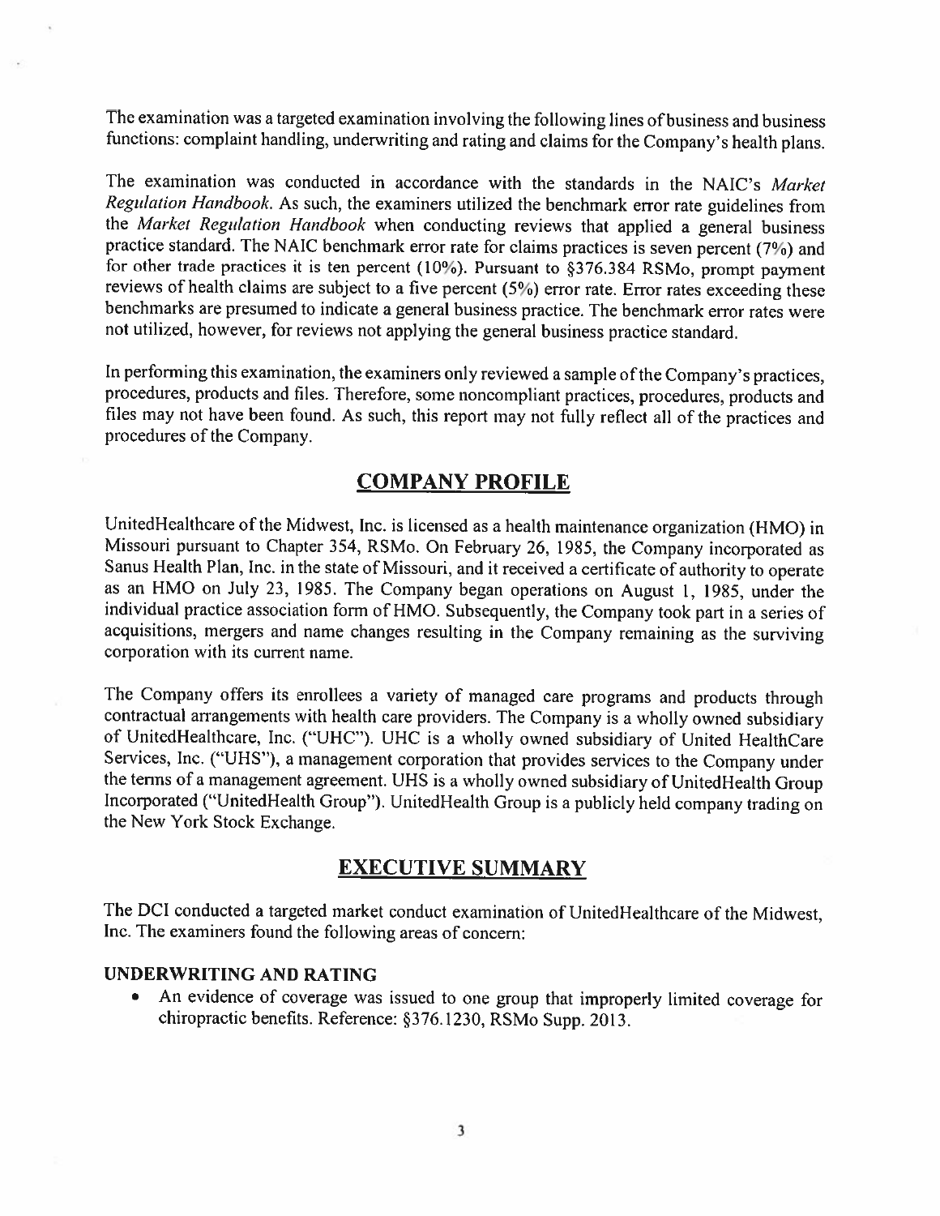The examination was a targeted examination involving the following lines of business and business functions: complaint handling, underwriting and rating and claims for the Company's health plans.

The examination was conducted in accordance with the standards in the NAIC's *Market Regulation Handbook*. As such, the examiners utilized the benchmark error rate guidelines from the *Market Regulation Handbook* when conducting reviews that applied a general business practice standard. The NAIC benchmark error rate for claims practices is seven percent (7%) and for other trade practices it is ten percent (10%). Pursuant to §376.384 RSMo, prompt payment reviews of health claims are subject to a five percent (5%) error rate. Error rates exceeding these benchmarks are presumed to indicate a general business practice. The benchmark error rates were not utilized, however, for reviews not applying the general business practice standard.

In performing this examination, the examiners only reviewed a sample of the Company's practices, procedures, products and files. Therefore, some noncompliant practices, procedures, products and files may not have been found. As such, this report may not fully reflect all of the practices and procedures of the Company.

## COMPANY PROFILE

UnitedHealthcare of the Midwest, Inc. is licensed as a health maintenance organization (HMO) in Missouri pursuant to Chapter 354, RSMo. On February 26, 1985, the Company incorporated as Sanus Health Plan, Inc. in the state of Missouri, and it received a certificate of authority to operate as an HMO on July 23, 1985. The Company began operations on August 1, 1985, under the individual practice association form of HMO. Subsequently, the Company took part in a series of acquisitions, mergers and name changes resulting in the Company remaining as the surviving corporation with its current name.

The Company offers its enrollees a variety of managed care programs and products through contractual arrangements with health care providers. The Company is a wholly owned subsidiary of UnitedHealthcare, Inc. ("UHC"). UHC is a wholly owned subsidiary of United HealthCare Services, Inc. ("UHS"), a management corporation that provides services to the Company under the terms of a management agreement. UHS is a wholly owned subsidiary of UnitedHealth Group Incorporated ("UnitedHealth Group"). UnitedHealth Group is a publicly held company trading on the New York Stock Exchange.

## EXECUTIVE SUMMARY

The DCI conducted a targeted market conduct examination of UnitedHealthcare of the Midwest, Inc. The examiners found the following areas of concern:

### UNDERWRITING AND RATING

- An evidence of coverage was issued to one group that improperly limited coverage for chiropractic benefits. Reference: §376.1230, RSMo Supp. 2013.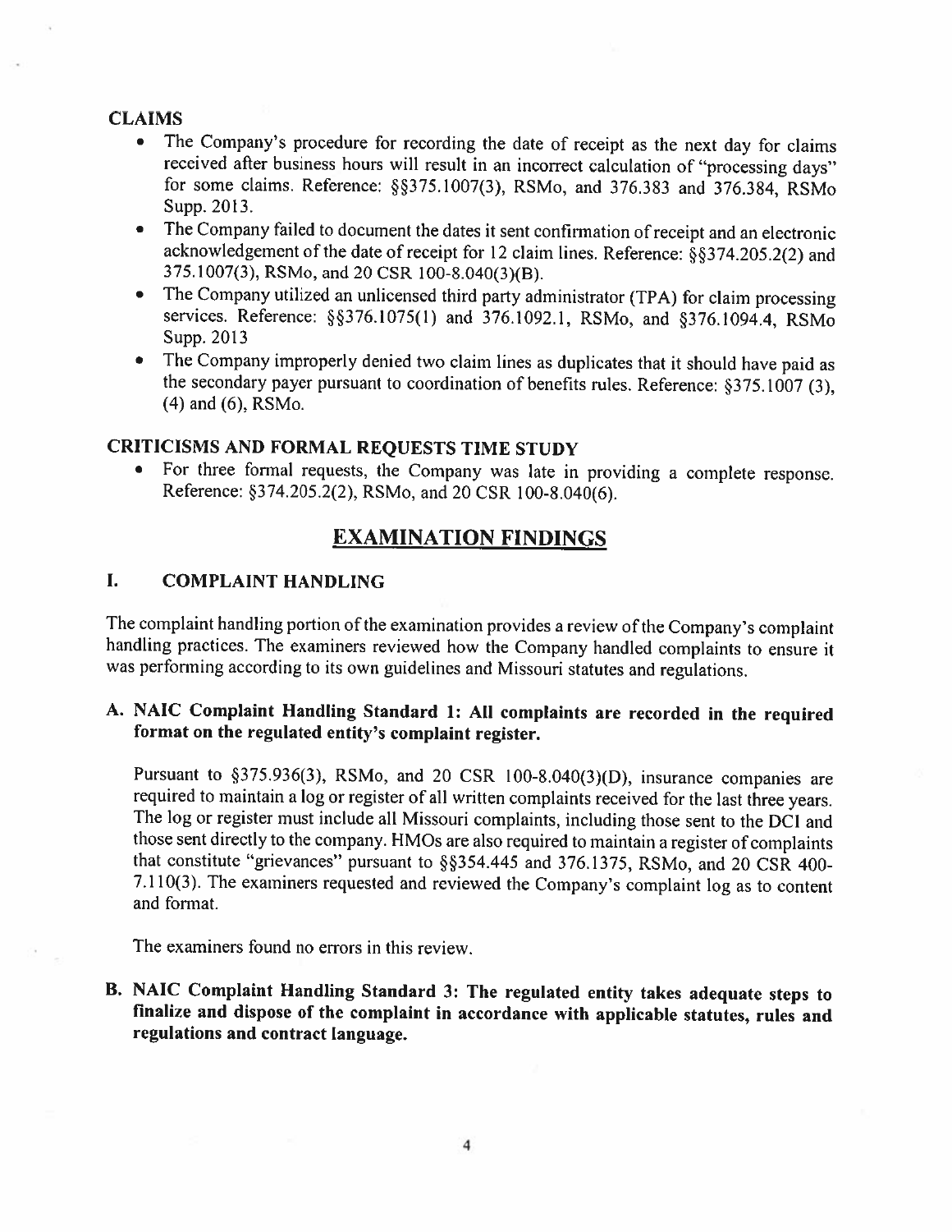### CLAIMS

- The Company's procedure for recording the date of receipt as the next day for claims received after business hours will result in an incorrect calculation of "processing days" for some claims. Reference: §§375.1007(3), RSMo, and 376.383 and 376.384, RSMo Supp. 2013.
- The Company failed to document the dates it sent confirmation of receipt and an electronic acknowledgement of the date of receipt for 12 claim lines. Reference: §§374.205.2(2) and 375.1007(3), RSMo, and 20 CSR 100-8.040(3)(B).
- The Company utilized an unlicensed third party administrator (TPA) for claim processing services. Reference: §§376.1075(1) and 376.1092.1, RSMo, and §376.1094.4, RSMo Supp. 2013
- The Company improperly denied two claim lines as duplicates that it should have paid as the secondary payer pursuant to coordination of benefits rules. Reference: §375.1007 (3), (4) and (6), RSMo.

### CRITICISMS AND FORMAL REQUESTS TIME STUDY

- For three formal requests, the Company was late in providing a complete response. Reference: §374.205.2(2), RSMo, and 20 CSR 100-8.040(6).

## EXAMINATION FINDINGS

### I. COMPLAINT HANDLING

The complaint handling portion of the examination provides a review of the Company's complaint handling practices. The examiners reviewed how the Company handled complaints to ensure it was performing according to its own guidelines and Missouri statutes and regulations.

#### A. NAIC Complaint Handling Standard 1: All complaints are recorded in the required format on the regulated entity's complaint register.

Pursuant to §375.936(3), RSMo, and 20 CSR 100-8.040(3)(D), insurance companies are required to maintain a log or register of all written complaints received for the last three years. The log or register must include all Missouri complaints, including those sent to the DCI and those sent directly to the company. HMOs are also required to maintain a register of complaints that constitute "grievances" pursuant to §§354.445 and 376.1375, RSMo, and 20 CSR 400-7.110(3). The examiners requested and reviewed the Company's complaint log as to content and format.

The examiners found no errors in this review.

#### B. NAIC Complaint Handling Standard 3: The regulated entity takes adequate steps to finalize and dispose of the complaint in accordance with applicable statutes, rules and regulations and contract language.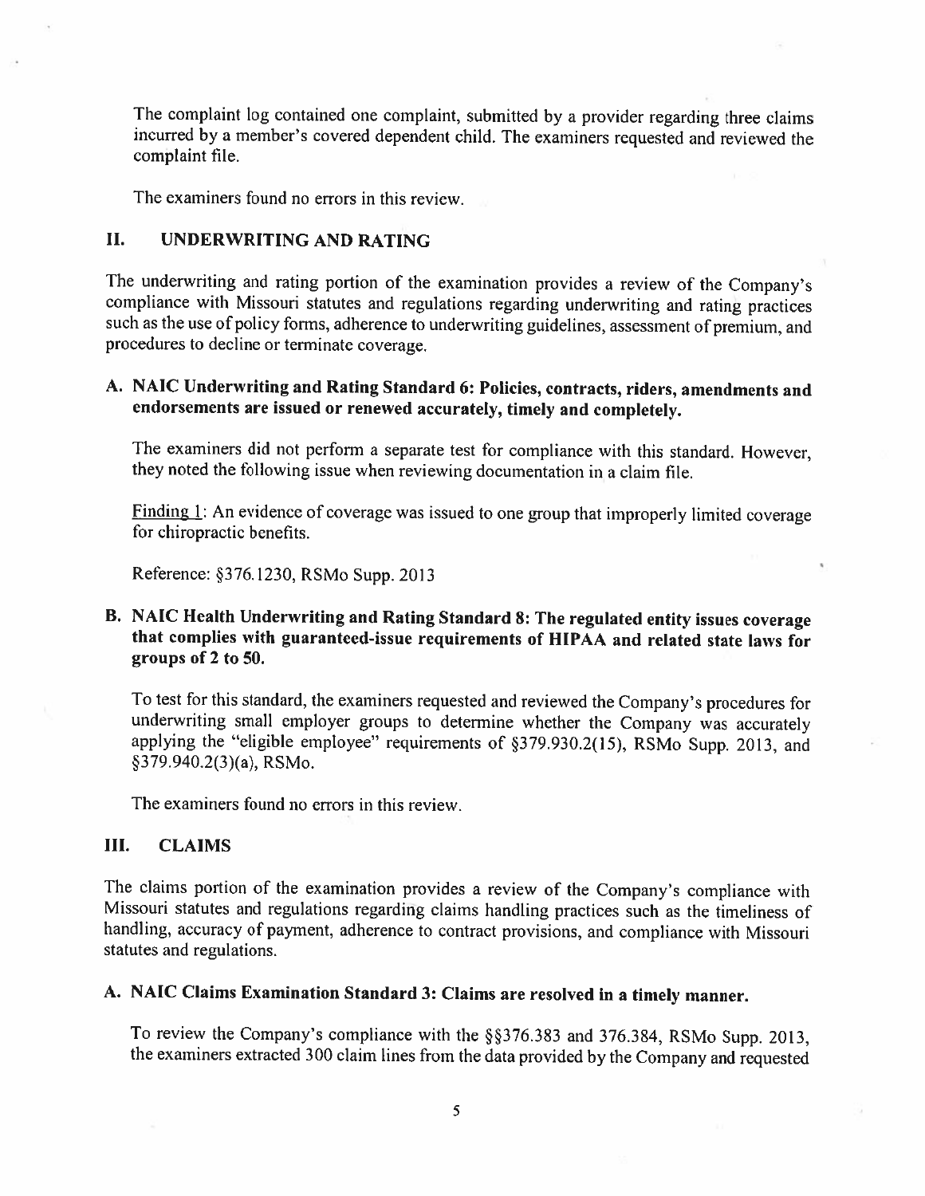The complaint log contained one complaint, submitted by a provider regarding three claims incurred by a member's covered dependent child. The examiners requested and reviewed the complaint file.

The examiners found no errors in this review.

## II. UNDERWRITING AND RATING

The underwriting and rating portion of the examination provides a review of the Company's compliance with Missouri statutes and regulations regarding underwriting and rating practices such as the use of policy forms, adherence to underwriting guidelines, assessment of premium, and procedures to decline or terminate coverage.

### A. NAIC Underwriting and Rating Standard 6: Policies, contracts, riders, amendments and endorsements are issued or renewed accurately, timely and completely.

The examiners did not perform a separate test for compliance with this standard. However, they noted the following issue when reviewing documentation in a claim file.

Finding 1: An evidence of coverage was issued to one group that improperly limited coverage for chiropractic benefits.

Reference: §376.1230, RSMo Supp. 2013

### B. NAIC Health Underwriting and Rating Standard 8: The regulated entity issues coverage that complies with guaranteed-issue requirements of HIPAA and related state laws for groups of 2 to 50.

To test for this standard, the examiners requested and reviewed the Company's procedures for underwriting small employer groups to determine whether the Company was accurately applying the "eligible employee" requirements of §379.930.2(15), RSMo Supp. 2013, and §379.940.2(3)(a), RSMo.

The examiners found no errors in this review.

## III. CLAIMS

The claims portion of the examination provides a review of the Company's compliance with Missouri statutes and regulations regarding claims handling practices such as the timeliness of handling, accuracy of payment, adherence to contract provisions, and compliance with Missouri statutes and regulations.

### A. NAIC Claims Examination Standard 3: Claims are resolved in a timely manner.

To review the Company's compliance with the §§376.383 and 376.384, RSMo Supp. 2013, the examiners extracted 300 claim lines from the data provided by the Company and requested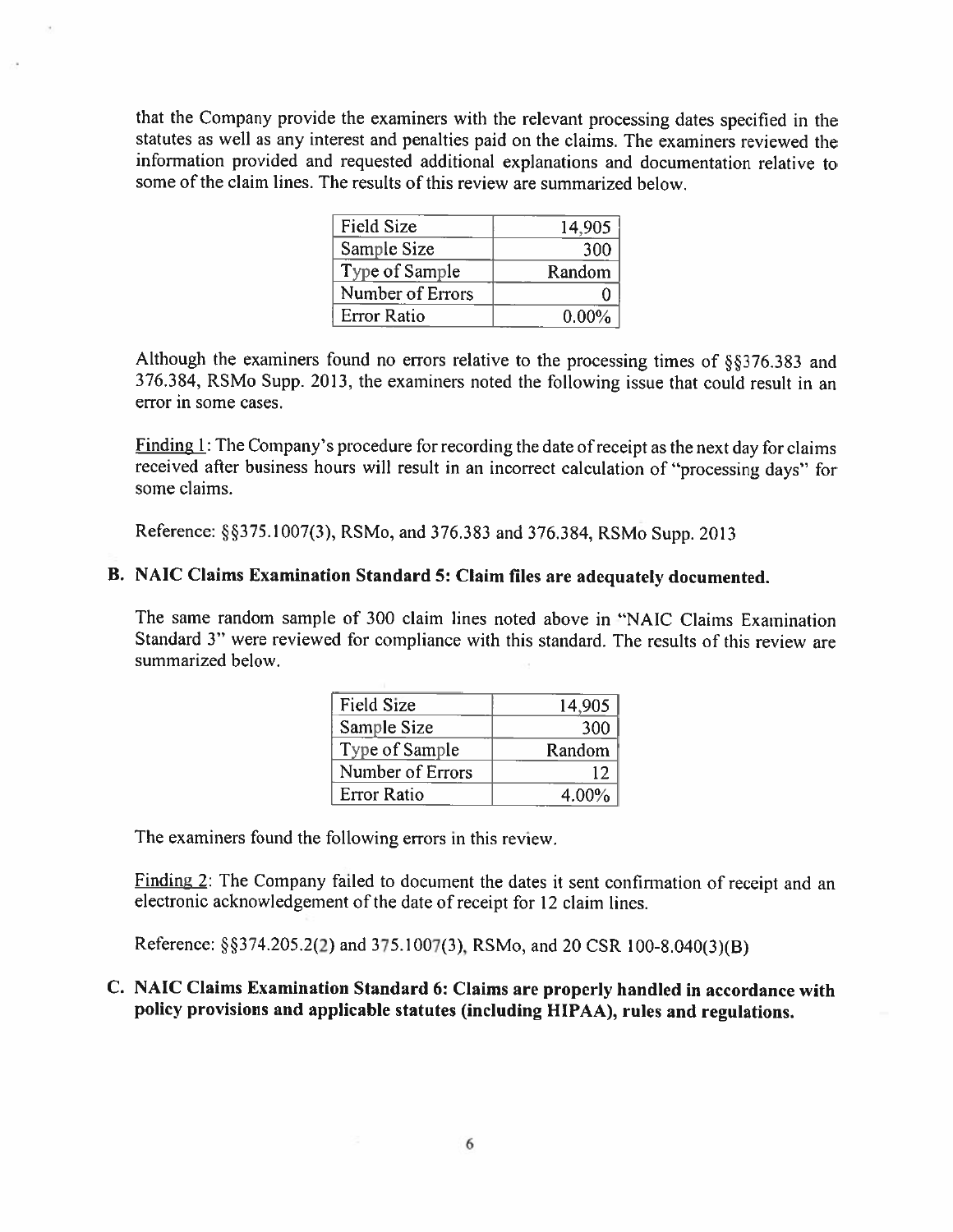that the Company provide the examiners with the relevant processing dates specified in the statutes as well as any interest and penalties paid on the claims. The examiners reviewed the information provided and requested additional explanations and documentation relative to some of the claim lines. The results of this review are summarized below.

| Field Size | 14,905 |
|---|---|
| Sample Size | 300 |
| Type of Sample | Random |
| Number of Errors | 0 |
| Error Ratio | 0.00% |

Although the examiners found no errors relative to the processing times of §§376.383 and 376.384, RSMo Supp. 2013, the examiners noted the following issue that could result in an error in some cases.

Finding 1: The Company's procedure for recording the date of receipt as the next day for claims received after business hours will result in an incorrect calculation of "processing days" for some claims.

Reference: §§375.1007(3), RSMo, and 376.383 and 376.384, RSMo Supp. 2013

## B. NAIC Claims Examination Standard 5: Claim files are adequately documented.

The same random sample of 300 claim lines noted above in "NAIC Claims Examination Standard 3" were reviewed for compliance with this standard. The results of this review are summarized below.

| Field Size | 14,905 |
|---|---|
| Sample Size | 300 |
| Type of Sample | Random |
| Number of Errors | 12 |
| Error Ratio | 4.00% |

The examiners found the following errors in this review.

Finding 2: The Company failed to document the dates it sent confirmation of receipt and an electronic acknowledgement of the date of receipt for 12 claim lines.

Reference: §§374.205.2(2) and 375.1007(3), RSMo, and 20 CSR 100-8.040(3)(B)

## C. NAIC Claims Examination Standard 6: Claims are properly handled in accordance with policy provisions and applicable statutes (including HIPAA), rules and regulations.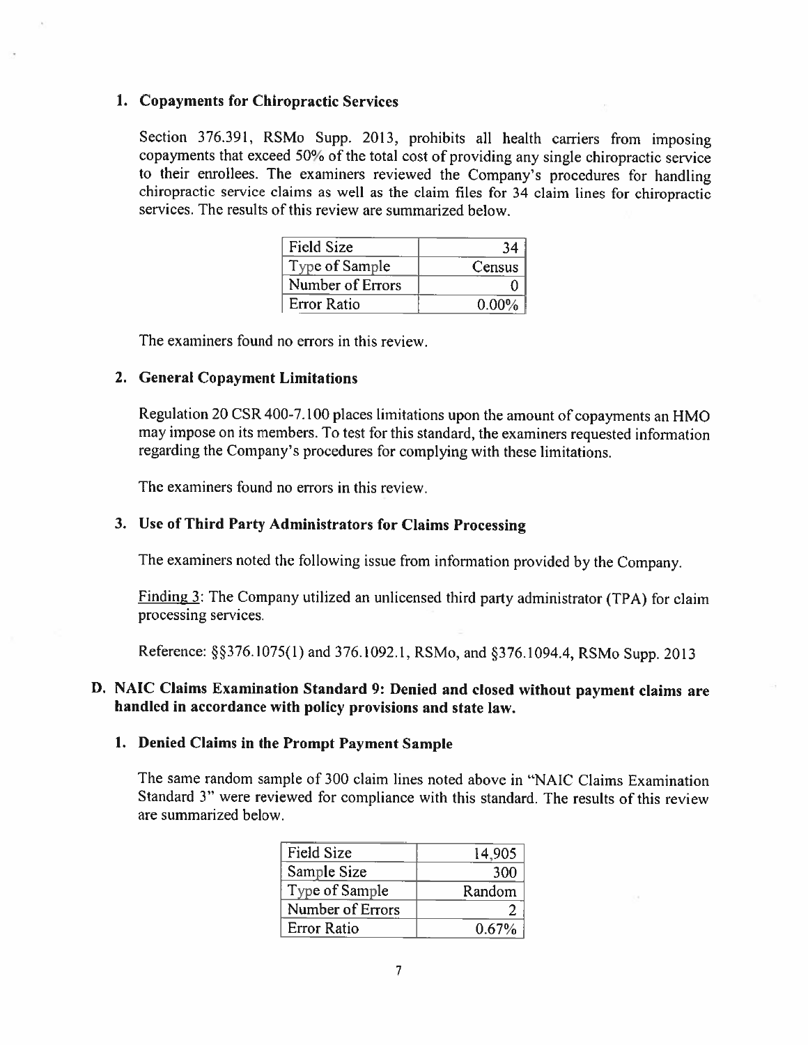### 1. Copayments for Chiropractic Services

Section 376.391, RSMo Supp. 2013, prohibits all health carriers from imposing copayments that exceed 50% of the total cost of providing any single chiropractic service to their enrollees. The examiners reviewed the Company's procedures for handling chiropractic service claims as well as the claim files for 34 claim lines for chiropractic services. The results of this review are summarized below.

| Field Size | 34 |
|---|---|
| Type of Sample | Census |
| Number of Errors | 0 |
| Error Ratio | 0.00% |

The examiners found no errors in this review.

### 2. General Copayment Limitations

Regulation 20 CSR 400-7.100 places limitations upon the amount of copayments an HMO may impose on its members. To test for this standard, the examiners requested information regarding the Company's procedures for complying with these limitations.

The examiners found no errors in this review.

### 3. Use of Third Party Administrators for Claims Processing

The examiners noted the following issue from information provided by the Company.

Finding 3: The Company utilized an unlicensed third party administrator (TPA) for claim processing services.

Reference: §§376.1075(1) and 376.1092.1, RSMo, and §376.1094.4, RSMo Supp. 2013

## D. NAIC Claims Examination Standard 9: Denied and closed without payment claims are handled in accordance with policy provisions and state law.

### 1. Denied Claims in the Prompt Payment Sample

The same random sample of 300 claim lines noted above in "NAIC Claims Examination Standard 3" were reviewed for compliance with this standard. The results of this review are summarized below.

| Field Size | 14,905 |
|---|---|
| Sample Size | 300 |
| Type of Sample | Random |
| Number of Errors | 2 |
| Error Ratio | 0.67% |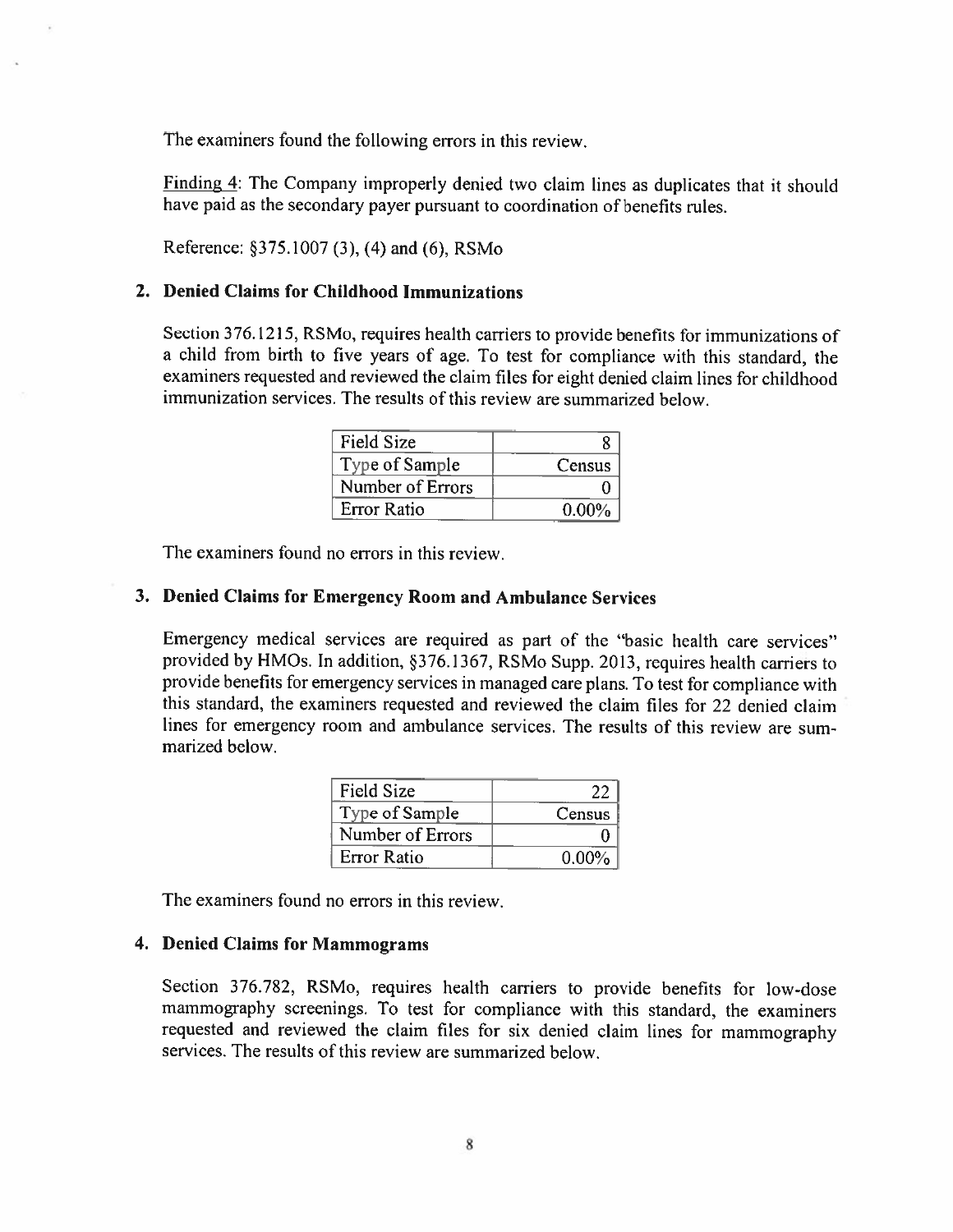The examiners found the following errors in this review.

Finding 4: The Company improperly denied two claim lines as duplicates that it should have paid as the secondary payer pursuant to coordination of benefits rules.

Reference: §375.1007 (3), (4) and (6), RSMo

### 2. Denied Claims for Childhood Immunizations

Section 376.1215, RSMo, requires health carriers to provide benefits for immunizations of a child from birth to five years of age. To test for compliance with this standard, the examiners requested and reviewed the claim files for eight denied claim lines for childhood immunization services. The results of this review are summarized below.

| Field Size | 8 |
|---|---|
| Type of Sample | Census |
| Number of Errors | 0 |
| Error Ratio | 0.00% |

The examiners found no errors in this review.

### 3. Denied Claims for Emergency Room and Ambulance Services

Emergency medical services are required as part of the "basic health care services" provided by HMOs. In addition, §376.1367, RSMo Supp. 2013, requires health carriers to provide benefits for emergency services in managed care plans. To test for compliance with this standard, the examiners requested and reviewed the claim files for 22 denied claim lines for emergency room and ambulance services. The results of this review are summarized below.

| Field Size | 22 |
|---|---|
| Type of Sample | Census |
| Number of Errors | 0 |
| Error Ratio | 0.00% |

The examiners found no errors in this review.

### 4. Denied Claims for Mammograms

Section 376.782, RSMo, requires health carriers to provide benefits for low-dose mammography screenings. To test for compliance with this standard, the examiners requested and reviewed the claim files for six denied claim lines for mammography services. The results of this review are summarized below.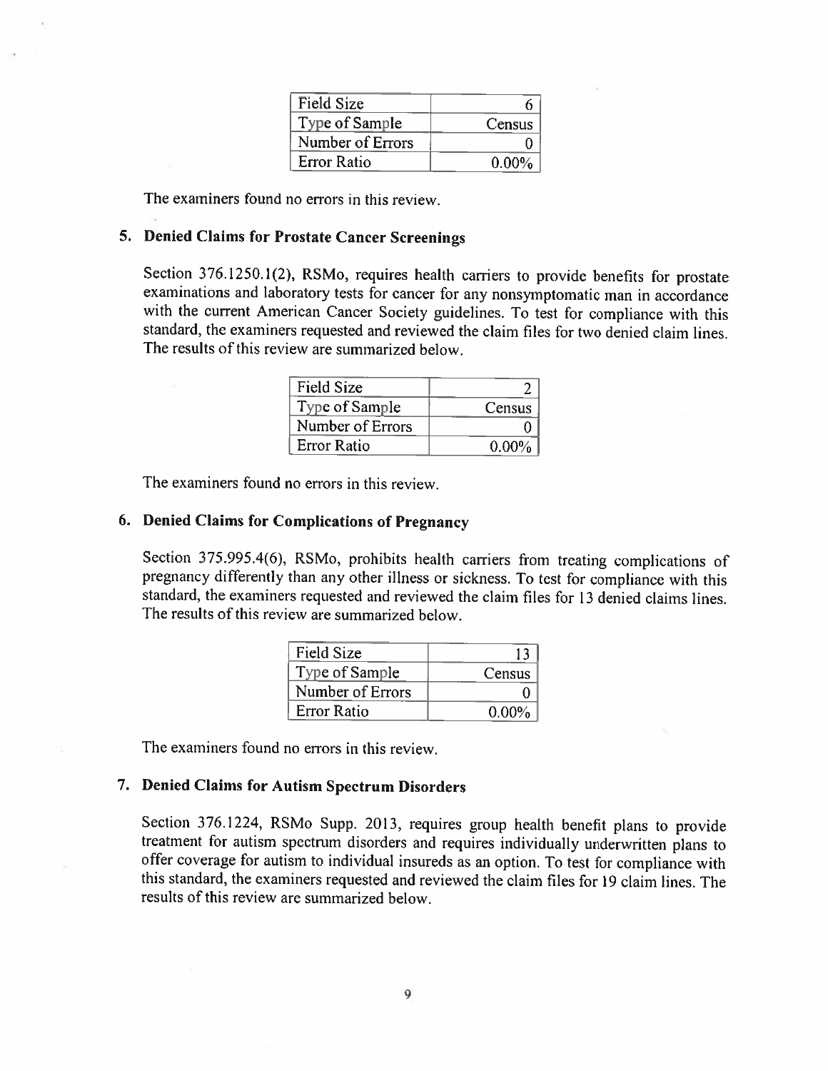| Field Size | 6 |
|---|---|
| Type of Sample | Census |
| Number of Errors | 0 |
| Error Ratio | 0.00% |

The examiners found no errors in this review.

### 5. Denied Claims for Prostate Cancer Screenings

Section 376.1250.1(2), RSMo, requires health carriers to provide benefits for prostate examinations and laboratory tests for cancer for any nonsymptomatic man in accordance with the current American Cancer Society guidelines. To test for compliance with this standard, the examiners requested and reviewed the claim files for two denied claim lines. The results of this review are summarized below.

| Field Size | 2 |
|---|---|
| Type of Sample | Census |
| Number of Errors | 0 |
| Error Ratio | 0.00% |

The examiners found no errors in this review.

### 6. Denied Claims for Complications of Pregnancy

Section 375.995.4(6), RSMo, prohibits health carriers from treating complications of pregnancy differently than any other illness or sickness. To test for compliance with this standard, the examiners requested and reviewed the claim files for 13 denied claims lines. The results of this review are summarized below.

| Field Size | 13 |
|---|---|
| Type of Sample | Census |
| Number of Errors | 0 |
| Error Ratio | 0.00% |

The examiners found no errors in this review.

### 7. Denied Claims for Autism Spectrum Disorders

Section 376.1224, RSMo Supp. 2013, requires group health benefit plans to provide treatment for autism spectrum disorders and requires individually underwritten plans to offer coverage for autism to individual insureds as an option. To test for compliance with this standard, the examiners requested and reviewed the claim files for 19 claim lines. The results of this review are summarized below.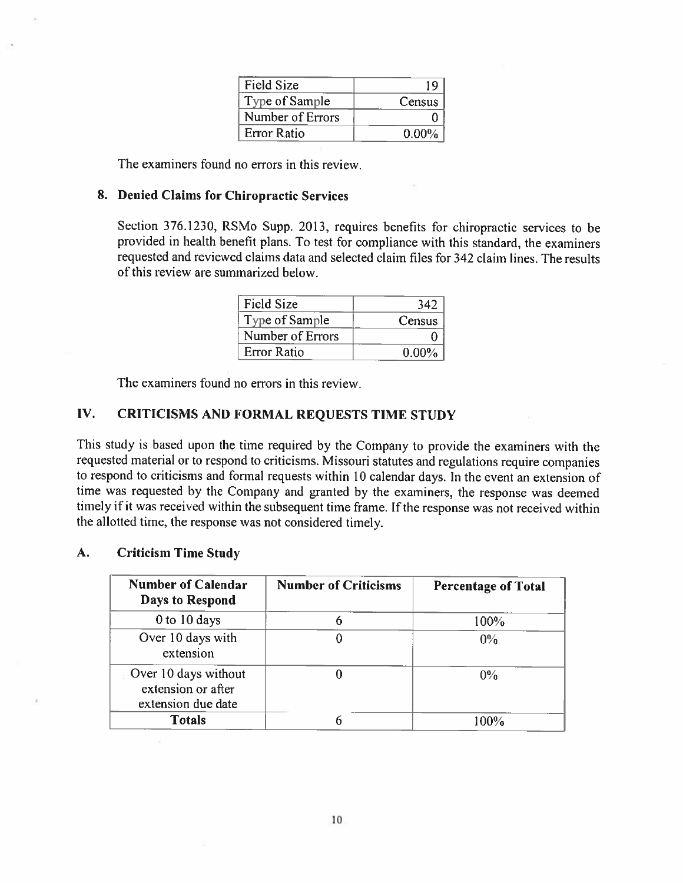| Field Size | 19 |
|---|---|
| Type of Sample | Census |
| Number of Errors | 0 |
| Error Ratio | 0.00% |

The examiners found no errors in this review.

### 8. Denied Claims for Chiropractic Services

Section 376.1230, RSMo Supp. 2013, requires benefits for chiropractic services to be provided in health benefit plans. To test for compliance with this standard, the examiners requested and reviewed claims data and selected claim files for 342 claim lines. The results of this review are summarized below.

| Field Size | 342 |
|---|---|
| Type of Sample | Census |
| Number of Errors | 0 |
| Error Ratio | 0.00% |

The examiners found no errors in this review.

## IV. CRITICISMS AND FORMAL REQUESTS TIME STUDY

This study is based upon the time required by the Company to provide the examiners with the requested material or to respond to criticisms. Missouri statutes and regulations require companies to respond to criticisms and formal requests within 10 calendar days. In the event an extension of time was requested by the Company and granted by the examiners, the response was deemed timely if it was received within the subsequent time frame. If the response was not received within the allotted time, the response was not considered timely.

### A. Criticism Time Study

| Number of Calendar Days to Respond | Number of Criticisms | Percentage of Total |
|---|---|---|
| 0 to 10 days | 6 | 100% |
| Over 10 days with extension | 0 | 0% |
| Over 10 days without extension or after extension due date | 0 | 0% |
| **Totals** | 6 | 100% |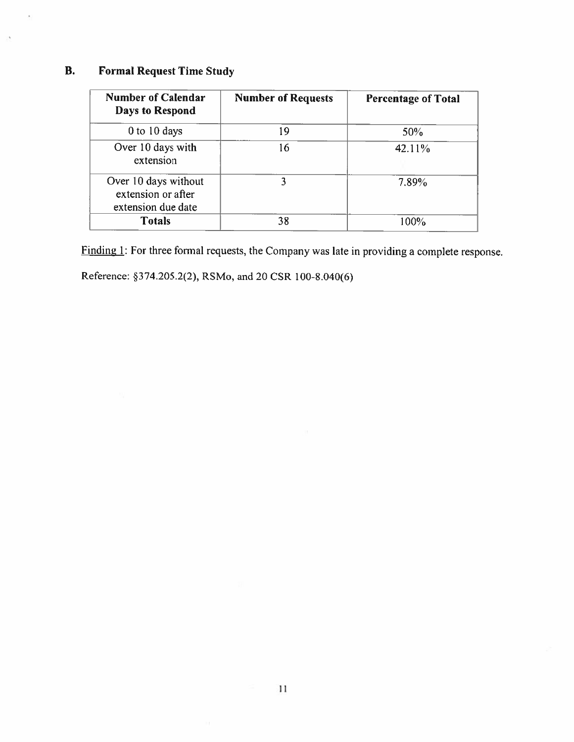## B. Formal Request Time Study

| Number of Calendar Days to Respond | Number of Requests | Percentage of Total |
|---|---|---|
| 0 to 10 days | 19 | 50% |
| Over 10 days with extension | 16 | 42.11% |
| Over 10 days without extension or after extension due date | 3 | 7.89% |
| **Totals** | 38 | 100% |

Finding 1: For three formal requests, the Company was late in providing a complete response.

Reference: §374.205.2(2), RSMo, and 20 CSR 100-8.040(6)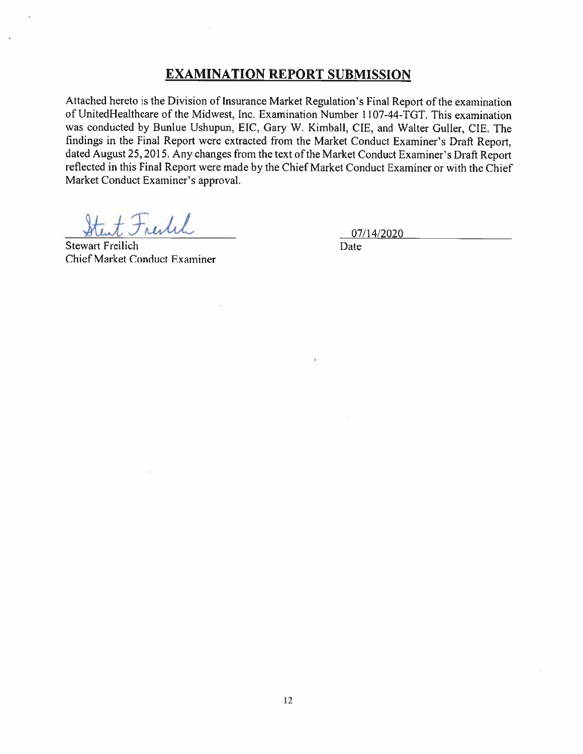## EXAMINATION REPORT SUBMISSION

Attached hereto is the Division of Insurance Market Regulation's Final Report of the examination of UnitedHealthcare of the Midwest, Inc. Examination Number 1107-44-TGT. This examination was conducted by Bunlue Ushupun, EIC, Gary W. Kimball, CIE, and Walter Guller, CIE. The findings in the Final Report were extracted from the Market Conduct Examiner's Draft Report, dated August 25, 2015. Any changes from the text of the Market Conduct Examiner's Draft Report reflected in this Final Report were made by the Chief Market Conduct Examiner or with the Chief Market Conduct Examiner's approval.

Stewart Freilich
Chief Market Conduct Examiner

07/14/2020
Date